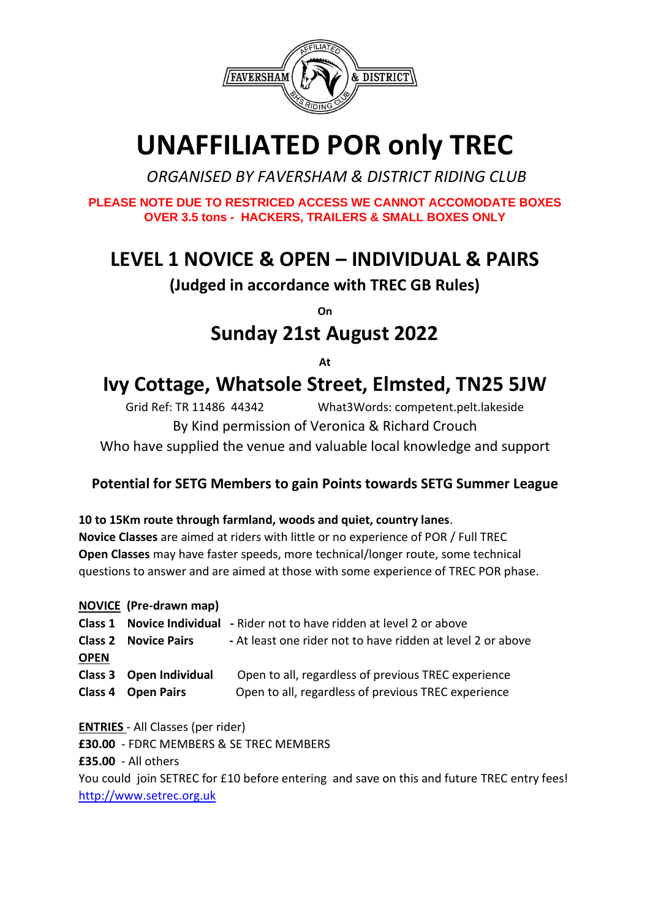FAVERSHAM & DISTRICT — AFFILIATED BHS RIDING CLUB

# UNAFFILIATED POR only TREC

*ORGANISED BY FAVERSHAM & DISTRICT RIDING CLUB*

**PLEASE NOTE DUE TO RESTRICED ACCESS WE CANNOT ACCOMODATE BOXES OVER 3.5 tons - HACKERS, TRAILERS & SMALL BOXES ONLY**

## LEVEL 1 NOVICE & OPEN – INDIVIDUAL & PAIRS

**(Judged in accordance with TREC GB Rules)**

**On**

## Sunday 21st August 2022

**At**

## Ivy Cottage, Whatsole Street, Elmsted, TN25 5JW

Grid Ref: TR 11486 44342 What3Words: competent.pelt.lakeside

By Kind permission of Veronica & Richard Crouch

Who have supplied the venue and valuable local knowledge and support

**Potential for SETG Members to gain Points towards SETG Summer League**

**10 to 15Km route through farmland, woods and quiet, country lanes**.
**Novice Classes** are aimed at riders with little or no experience of POR / Full TREC
**Open Classes** may have faster speeds, more technical/longer route, some technical questions to answer and are aimed at those with some experience of TREC POR phase.

**NOVICE (Pre-drawn map)**

**Class 1 Novice Individual** - Rider not to have ridden at level 2 or above
**Class 2 Novice Pairs** - At least one rider not to have ridden at level 2 or above

**OPEN**

**Class 3 Open Individual** Open to all, regardless of previous TREC experience
**Class 4 Open Pairs** Open to all, regardless of previous TREC experience

**ENTRIES** - All Classes (per rider)
**£30.00** - FDRC MEMBERS & SE TREC MEMBERS
**£35.00** - All others
You could join SETREC for £10 before entering and save on this and future TREC entry fees!
http://www.setrec.org.uk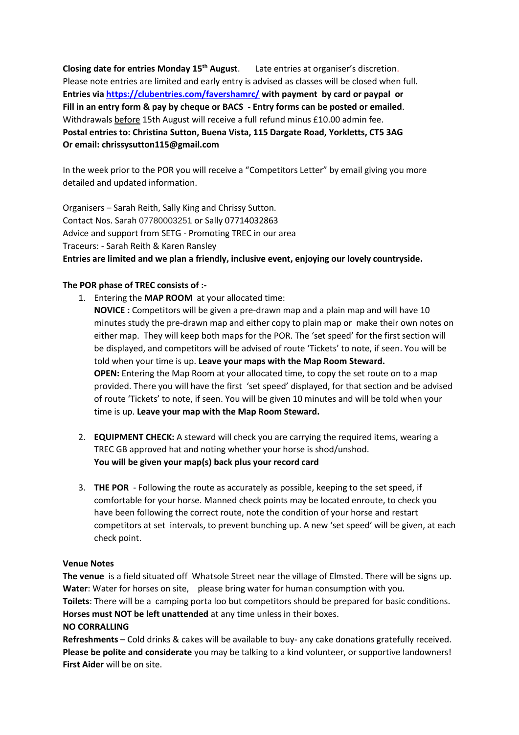**Closing date for entries Monday 15th August**. Late entries at organiser's discretion.
Please note entries are limited and early entry is advised as classes will be closed when full.
**Entries via [https://clubentries.com/favershamrc/](https://clubentries.com/favershamrc/) with payment by card or paypal or**
**Fill in an entry form & pay by cheque or BACS - Entry forms can be posted or emailed**.
Withdrawals before 15th August will receive a full refund minus £10.00 admin fee.
**Postal entries to: Christina Sutton, Buena Vista, 115 Dargate Road, Yorkletts, CT5 3AG**
**Or email: chrissysutton115@gmail.com**

In the week prior to the POR you will receive a "Competitors Letter" by email giving you more detailed and updated information.

Organisers – Sarah Reith, Sally King and Chrissy Sutton.
Contact Nos. Sarah 07780003251 or Sally 07714032863
Advice and support from SETG - Promoting TREC in our area
Traceurs: - Sarah Reith & Karen Ransley
**Entries are limited and we plan a friendly, inclusive event, enjoying our lovely countryside.**

**The POR phase of TREC consists of :-**

1. Entering the **MAP ROOM** at your allocated time:
   **NOVICE :** Competitors will be given a pre-drawn map and a plain map and will have 10 minutes study the pre-drawn map and either copy to plain map or make their own notes on either map. They will keep both maps for the POR. The 'set speed' for the first section will be displayed, and competitors will be advised of route 'Tickets' to note, if seen. You will be told when your time is up. **Leave your maps with the Map Room Steward.**
   **OPEN:** Entering the Map Room at your allocated time, to copy the set route on to a map provided. There you will have the first 'set speed' displayed, for that section and be advised of route 'Tickets' to note, if seen. You will be given 10 minutes and will be told when your time is up. **Leave your map with the Map Room Steward.**

2. **EQUIPMENT CHECK:** A steward will check you are carrying the required items, wearing a TREC GB approved hat and noting whether your horse is shod/unshod.
   **You will be given your map(s) back plus your record card**

3. **THE POR** - Following the route as accurately as possible, keeping to the set speed, if comfortable for your horse. Manned check points may be located enroute, to check you have been following the correct route, note the condition of your horse and restart competitors at set intervals, to prevent bunching up. A new 'set speed' will be given, at each check point.

**Venue Notes**
**The venue** is a field situated off Whatsole Street near the village of Elmsted. There will be signs up.
**Water**: Water for horses on site, please bring water for human consumption with you.
**Toilets**: There will be a camping porta loo but competitors should be prepared for basic conditions.
**Horses must NOT be left unattended** at any time unless in their boxes.
**NO CORRALLING**
**Refreshments** – Cold drinks & cakes will be available to buy- any cake donations gratefully received.
**Please be polite and considerate** you may be talking to a kind volunteer, or supportive landowners!
**First Aider** will be on site.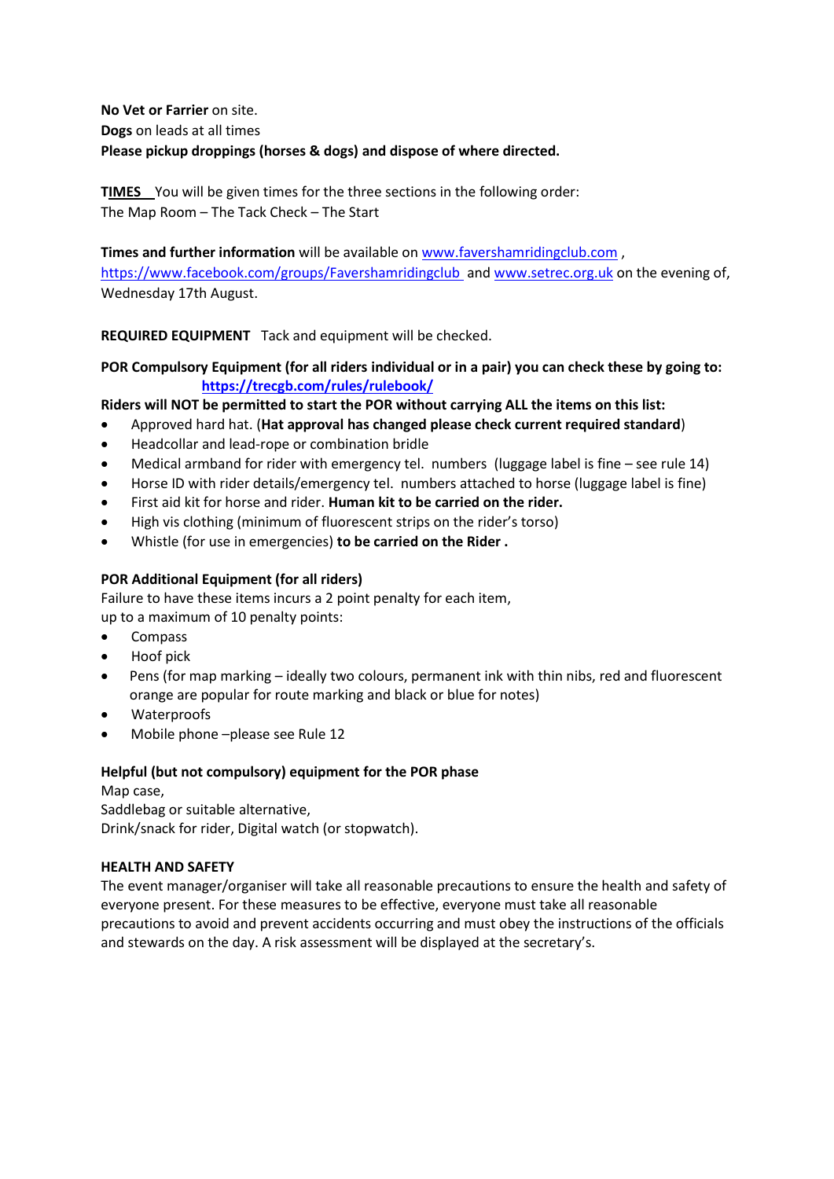**No Vet or Farrier** on site.
**Dogs** on leads at all times
**Please pickup droppings (horses & dogs) and dispose of where directed.**

**TIMES** You will be given times for the three sections in the following order:
The Map Room – The Tack Check – The Start

**Times and further information** will be available on www.favershamridingclub.com , https://www.facebook.com/groups/Favershamridingclub and www.setrec.org.uk on the evening of, Wednesday 17th August.

**REQUIRED EQUIPMENT** Tack and equipment will be checked.

**POR Compulsory Equipment (for all riders individual or in a pair) you can check these by going to: https://trecgb.com/rules/rulebook/**

**Riders will NOT be permitted to start the POR without carrying ALL the items on this list:**

- Approved hard hat. (**Hat approval has changed please check current required standard**)
- Headcollar and lead-rope or combination bridle
- Medical armband for rider with emergency tel. numbers (luggage label is fine – see rule 14)
- Horse ID with rider details/emergency tel. numbers attached to horse (luggage label is fine)
- First aid kit for horse and rider. **Human kit to be carried on the rider.**
- High vis clothing (minimum of fluorescent strips on the rider's torso)
- Whistle (for use in emergencies) **to be carried on the Rider .**

**POR Additional Equipment (for all riders)**

Failure to have these items incurs a 2 point penalty for each item,
up to a maximum of 10 penalty points:

- Compass
- Hoof pick
- Pens (for map marking – ideally two colours, permanent ink with thin nibs, red and fluorescent orange are popular for route marking and black or blue for notes)
- Waterproofs
- Mobile phone –please see Rule 12

**Helpful (but not compulsory) equipment for the POR phase**

Map case,
Saddlebag or suitable alternative,
Drink/snack for rider, Digital watch (or stopwatch).

**HEALTH AND SAFETY**

The event manager/organiser will take all reasonable precautions to ensure the health and safety of everyone present. For these measures to be effective, everyone must take all reasonable precautions to avoid and prevent accidents occurring and must obey the instructions of the officials and stewards on the day. A risk assessment will be displayed at the secretary's.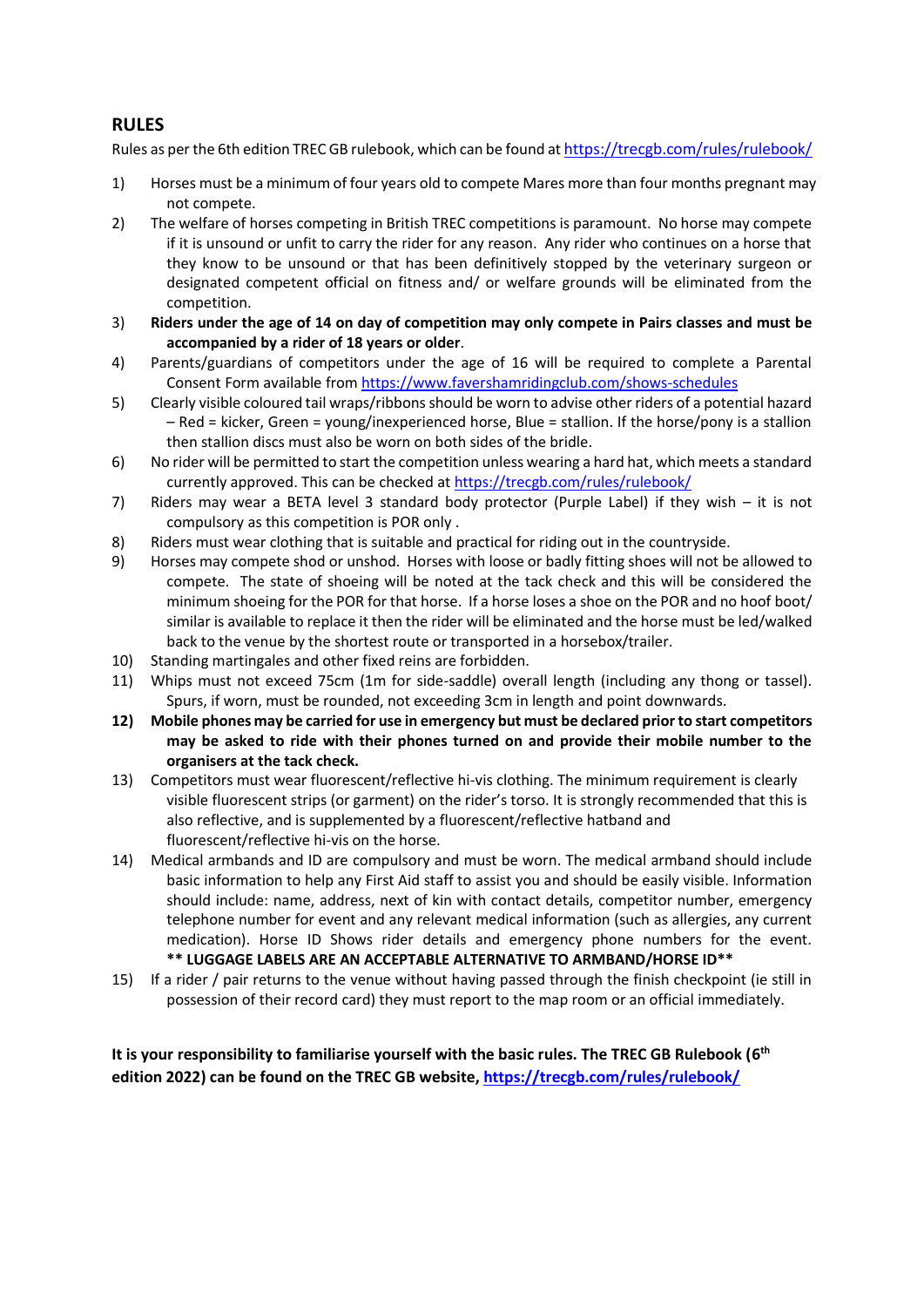## RULES

Rules as per the 6th edition TREC GB rulebook, which can be found at [https://trecgb.com/rules/rulebook/](https://trecgb.com/rules/rulebook/)

1) Horses must be a minimum of four years old to compete Mares more than four months pregnant may not compete.
2) The welfare of horses competing in British TREC competitions is paramount. No horse may compete if it is unsound or unfit to carry the rider for any reason. Any rider who continues on a horse that they know to be unsound or that has been definitively stopped by the veterinary surgeon or designated competent official on fitness and/ or welfare grounds will be eliminated from the competition.
3) **Riders under the age of 14 on day of competition may only compete in Pairs classes and must be accompanied by a rider of 18 years or older**.
4) Parents/guardians of competitors under the age of 16 will be required to complete a Parental Consent Form available from [https://www.favershamridingclub.com/shows-schedules](https://www.favershamridingclub.com/shows-schedules)
5) Clearly visible coloured tail wraps/ribbons should be worn to advise other riders of a potential hazard – Red = kicker, Green = young/inexperienced horse, Blue = stallion. If the horse/pony is a stallion then stallion discs must also be worn on both sides of the bridle.
6) No rider will be permitted to start the competition unless wearing a hard hat, which meets a standard currently approved. This can be checked at [https://trecgb.com/rules/rulebook/](https://trecgb.com/rules/rulebook/)
7) Riders may wear a BETA level 3 standard body protector (Purple Label) if they wish – it is not compulsory as this competition is POR only .
8) Riders must wear clothing that is suitable and practical for riding out in the countryside.
9) Horses may compete shod or unshod. Horses with loose or badly fitting shoes will not be allowed to compete. The state of shoeing will be noted at the tack check and this will be considered the minimum shoeing for the POR for that horse. If a horse loses a shoe on the POR and no hoof boot/ similar is available to replace it then the rider will be eliminated and the horse must be led/walked back to the venue by the shortest route or transported in a horsebox/trailer.
10) Standing martingales and other fixed reins are forbidden.
11) Whips must not exceed 75cm (1m for side-saddle) overall length (including any thong or tassel). Spurs, if worn, must be rounded, not exceeding 3cm in length and point downwards.
12) **Mobile phones may be carried for use in emergency but must be declared prior to start competitors may be asked to ride with their phones turned on and provide their mobile number to the organisers at the tack check.**
13) Competitors must wear fluorescent/reflective hi-vis clothing. The minimum requirement is clearly visible fluorescent strips (or garment) on the rider's torso. It is strongly recommended that this is also reflective, and is supplemented by a fluorescent/reflective hatband and fluorescent/reflective hi-vis on the horse.
14) Medical armbands and ID are compulsory and must be worn. The medical armband should include basic information to help any First Aid staff to assist you and should be easily visible. Information should include: name, address, next of kin with contact details, competitor number, emergency telephone number for event and any relevant medical information (such as allergies, any current medication). Horse ID Shows rider details and emergency phone numbers for the event. **** LUGGAGE LABELS ARE AN ACCEPTABLE ALTERNATIVE TO ARMBAND/HORSE ID****
15) If a rider / pair returns to the venue without having passed through the finish checkpoint (ie still in possession of their record card) they must report to the map room or an official immediately.

**It is your responsibility to familiarise yourself with the basic rules. The TREC GB Rulebook (6th edition 2022) can be found on the TREC GB website, [https://trecgb.com/rules/rulebook/](https://trecgb.com/rules/rulebook/)**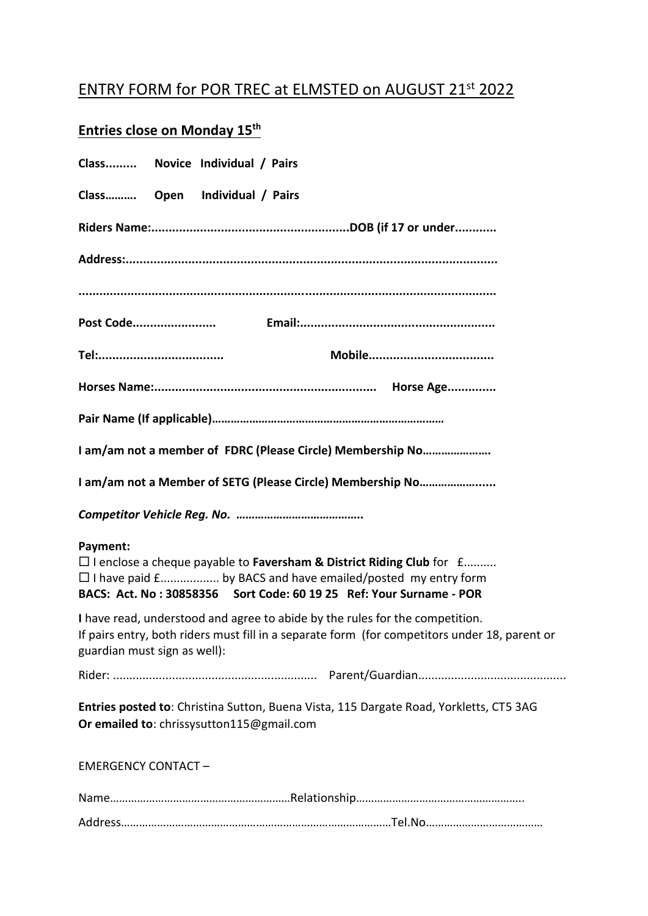## ENTRY FORM for POR TREC at ELMSTED on AUGUST 21st 2022

### Entries close on Monday 15th

**Class......... Novice Individual / Pairs**

**Class………. Open Individual / Pairs**

**Riders Name:.........................................................DOB (if 17 or under............**

**Address:..........................................................................................................**

**..........................................................................................................................**

**Post Code........................ Email:........................................................**

**Tel:.................................... Mobile....................................**

**Horses Name:................................................................ Horse Age..............**

**Pair Name (If applicable)………………………………………………………………**

**I am/am not a member of FDRC (Please Circle) Membership No………………….**

**I am/am not a Member of SETG (Please Circle) Membership No…………………....**

***Competitor Vehicle Reg. No. …………………………………..***

**Payment:**

☐ I enclose a cheque payable to **Faversham & District Riding Club** for £..........
☐ I have paid £.................. by BACS and have emailed/posted my entry form
**BACS: Act. No : 30858356 Sort Code: 60 19 25 Ref: Your Surname - POR**

**I** have read, understood and agree to abide by the rules for the competition.
If pairs entry, both riders must fill in a separate form (for competitors under 18, parent or guardian must sign as well):

Rider: ............................................................. Parent/Guardian............................................

**Entries posted to**: Christina Sutton, Buena Vista, 115 Dargate Road, Yorkletts, CT5 3AG
**Or emailed to**: chrissysutton115@gmail.com

EMERGENCY CONTACT –

Name……………………………………………………Relationship………………………………………………..

Address……………………………………………………………………………Tel.No…………………………………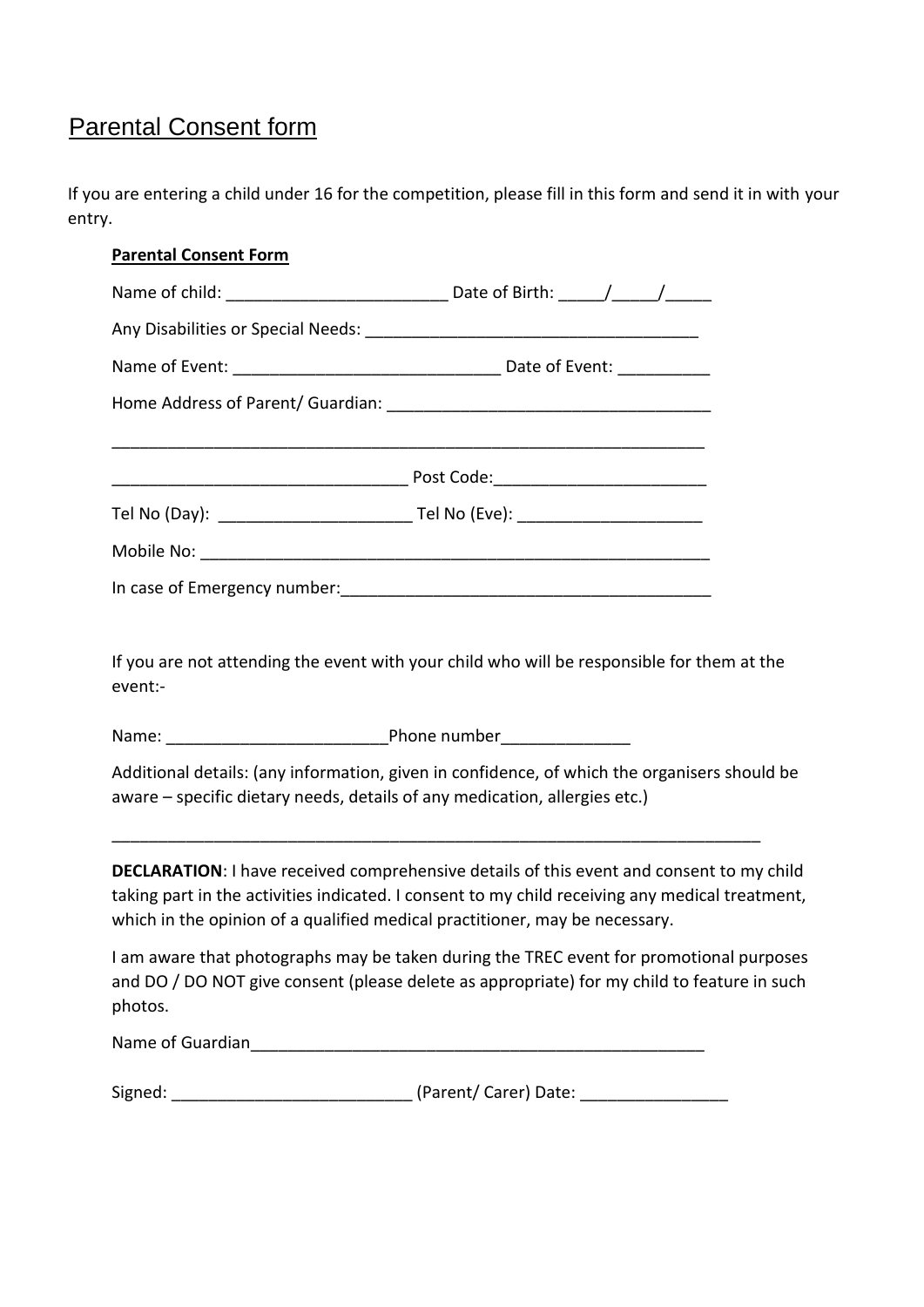# Parental Consent form

If you are entering a child under 16 for the competition, please fill in this form and send it in with your entry.

**Parental Consent Form**

Name of child: ________________________ Date of Birth: _____/_____/_____

Any Disabilities or Special Needs: ____________________________________

Name of Event: _____________________________ Date of Event: __________

Home Address of Parent/ Guardian: ___________________________________

_________________________________________________________________

________________________________ Post Code:_______________________

Tel No (Day): _____________________ Tel No (Eve): ____________________

Mobile No: ________________________________________________________

In case of Emergency number:________________________________________

If you are not attending the event with your child who will be responsible for them at the event:-

Name: ________________________Phone number______________

Additional details: (any information, given in confidence, of which the organisers should be aware – specific dietary needs, details of any medication, allergies etc.)

_______________________________________________________________________

**DECLARATION**: I have received comprehensive details of this event and consent to my child taking part in the activities indicated. I consent to my child receiving any medical treatment, which in the opinion of a qualified medical practitioner, may be necessary.

I am aware that photographs may be taken during the TREC event for promotional purposes and DO / DO NOT give consent (please delete as appropriate) for my child to feature in such photos.

Name of Guardian___________________________________________________

Signed: __________________________ (Parent/ Carer) Date: ________________